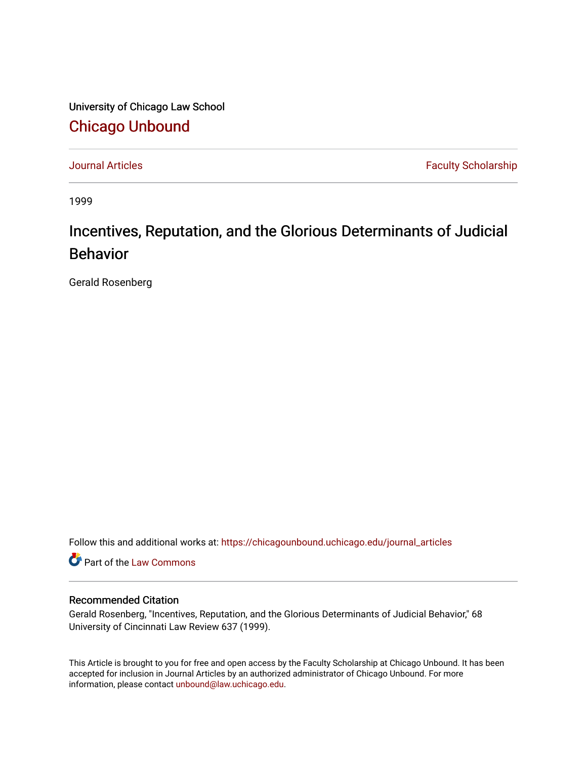University of Chicago Law School

# Chicago Unbound

Journal Articles | Faculty Scholarship

1999

## Incentives, Reputation, and the Glorious Determinants of Judicial Behavior

Gerald Rosenberg

Follow this and additional works at: https://chicagounbound.uchicago.edu/journal_articles

Part of the Law Commons

### Recommended Citation

Gerald Rosenberg, "Incentives, Reputation, and the Glorious Determinants of Judicial Behavior," 68 University of Cincinnati Law Review 637 (1999).

This Article is brought to you for free and open access by the Faculty Scholarship at Chicago Unbound. It has been accepted for inclusion in Journal Articles by an authorized administrator of Chicago Unbound. For more information, please contact unbound@law.uchicago.edu.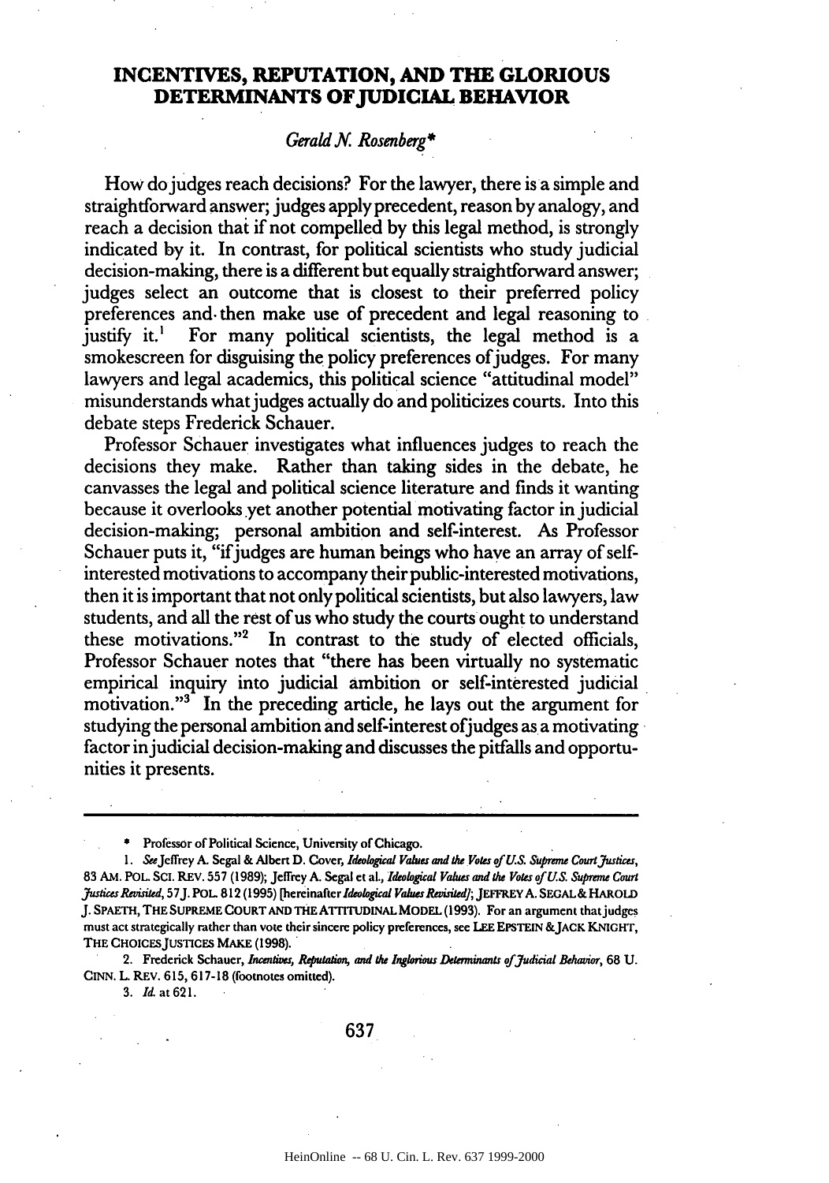# INCENTIVES, REPUTATION, AND THE GLORIOUS DETERMINANTS OF JUDICIAL BEHAVIOR

*Gerald N. Rosenberg\**

How do judges reach decisions? For the lawyer, there is a simple and straightforward answer; judges apply precedent, reason by analogy, and reach a decision that if not compelled by this legal method, is strongly indicated by it. In contrast, for political scientists who study judicial decision-making, there is a different but equally straightforward answer; judges select an outcome that is closest to their preferred policy preferences and then make use of precedent and legal reasoning to justify it.[1] For many political scientists, the legal method is a smokescreen for disguising the policy preferences of judges. For many lawyers and legal academics, this political science "attitudinal model" misunderstands what judges actually do and politicizes courts. Into this debate steps Frederick Schauer.

Professor Schauer investigates what influences judges to reach the decisions they make. Rather than taking sides in the debate, he canvasses the legal and political science literature and finds it wanting because it overlooks yet another potential motivating factor in judicial decision-making; personal ambition and self-interest. As Professor Schauer puts it, "if judges are human beings who have an array of self-interested motivations to accompany their public-interested motivations, then it is important that not only political scientists, but also lawyers, law students, and all the rest of us who study the courts ought to understand these motivations."[2] In contrast to the study of elected officials, Professor Schauer notes that "there has been virtually no systematic empirical inquiry into judicial ambition or self-interested judicial motivation."[3] In the preceding article, he lays out the argument for studying the personal ambition and self-interest of judges as a motivating factor in judicial decision-making and discusses the pitfalls and opportunities it presents.

---

\* Professor of Political Science, University of Chicago.

1. *See* Jeffrey A. Segal & Albert D. Cover, *Ideological Values and the Votes of U.S. Supreme Court Justices*, 83 AM. POL. SCI. REV. 557 (1989); Jeffrey A. Segal et al., *Ideological Values and the Votes of U.S. Supreme Court Justices Revisited*, 57 J. POL. 812 (1995) [hereinafter *Ideological Values Revisited*]; JEFFREY A. SEGAL & HAROLD J. SPAETH, THE SUPREME COURT AND THE ATTITUDINAL MODEL (1993). For an argument that judges must act strategically rather than vote their sincere policy preferences, see LEE EPSTEIN & JACK KNIGHT, THE CHOICES JUSTICES MAKE (1998).

2. Frederick Schauer, *Incentives, Reputation, and the Inglorious Determinants of Judicial Behavior*, 68 U. CINN. L. REV. 615, 617-18 (footnotes omitted).

3. *Id.* at 621.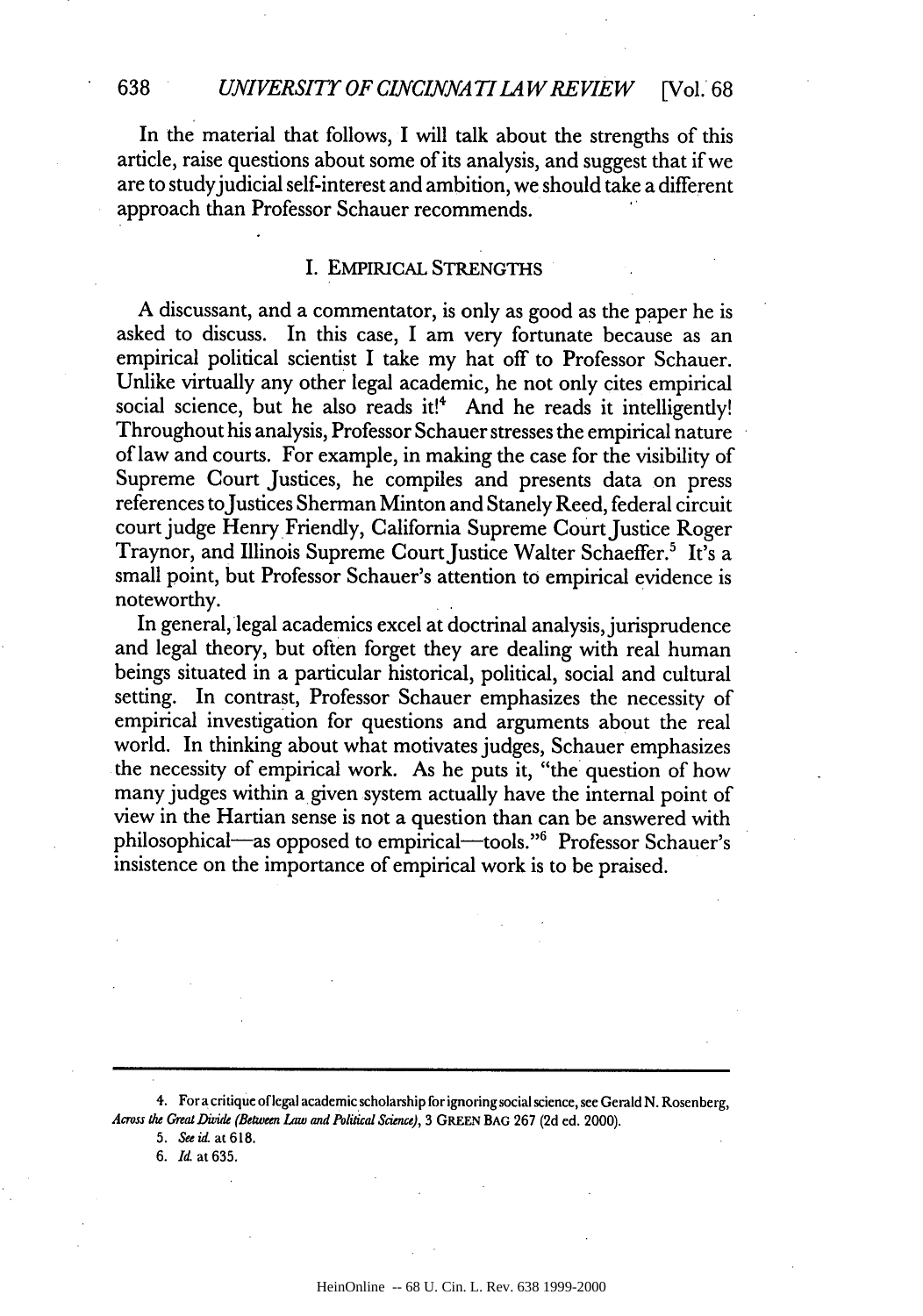In the material that follows, I will talk about the strengths of this article, raise questions about some of its analysis, and suggest that if we are to study judicial self-interest and ambition, we should take a different approach than Professor Schauer recommends.

## I. EMPIRICAL STRENGTHS

A discussant, and a commentator, is only as good as the paper he is asked to discuss. In this case, I am very fortunate because as an empirical political scientist I take my hat off to Professor Schauer. Unlike virtually any other legal academic, he not only cites empirical social science, but he also reads it![4] And he reads it intelligently! Throughout his analysis, Professor Schauer stresses the empirical nature of law and courts. For example, in making the case for the visibility of Supreme Court Justices, he compiles and presents data on press references to Justices Sherman Minton and Stanely Reed, federal circuit court judge Henry Friendly, California Supreme Court Justice Roger Traynor, and Illinois Supreme Court Justice Walter Schaeffer.[5] It's a small point, but Professor Schauer's attention to empirical evidence is noteworthy.

In general, legal academics excel at doctrinal analysis, jurisprudence and legal theory, but often forget they are dealing with real human beings situated in a particular historical, political, social and cultural setting. In contrast, Professor Schauer emphasizes the necessity of empirical investigation for questions and arguments about the real world. In thinking about what motivates judges, Schauer emphasizes the necessity of empirical work. As he puts it, "the question of how many judges within a given system actually have the internal point of view in the Hartian sense is not a question than can be answered with philosophical—as opposed to empirical—tools."[6] Professor Schauer's insistence on the importance of empirical work is to be praised.

---

4. For a critique of legal academic scholarship for ignoring social science, see Gerald N. Rosenberg, *Across the Great Divide (Between Law and Political Science)*, 3 GREEN BAG 267 (2d ed. 2000).

5. *See id.* at 618.

6. *Id.* at 635.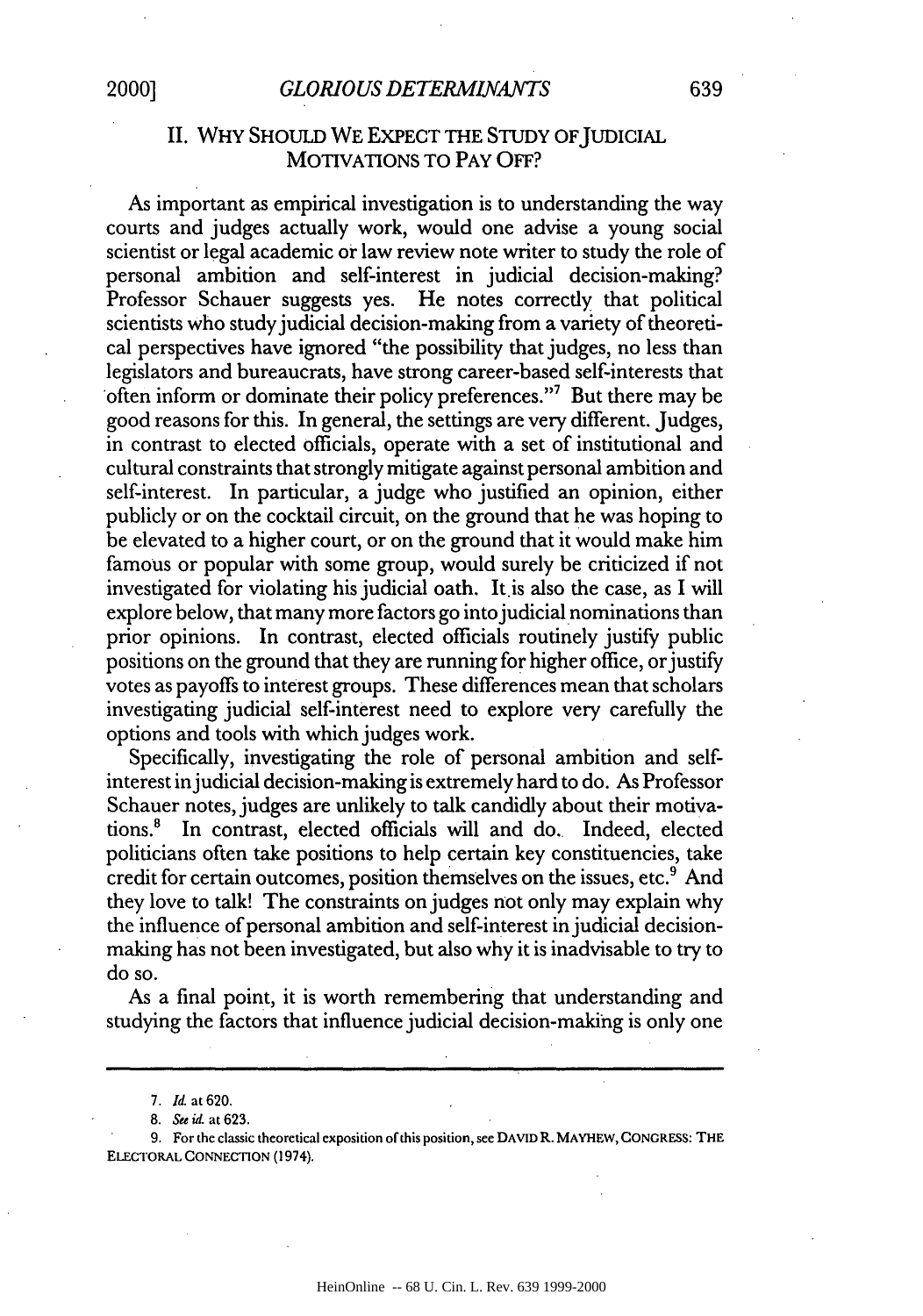## II. WHY SHOULD WE EXPECT THE STUDY OF JUDICIAL MOTIVATIONS TO PAY OFF?

As important as empirical investigation is to understanding the way courts and judges actually work, would one advise a young social scientist or legal academic or law review note writer to study the role of personal ambition and self-interest in judicial decision-making? Professor Schauer suggests yes. He notes correctly that political scientists who study judicial decision-making from a variety of theoretical perspectives have ignored "the possibility that judges, no less than legislators and bureaucrats, have strong career-based self-interests that often inform or dominate their policy preferences."[7] But there may be good reasons for this. In general, the settings are very different. Judges, in contrast to elected officials, operate with a set of institutional and cultural constraints that strongly mitigate against personal ambition and self-interest. In particular, a judge who justified an opinion, either publicly or on the cocktail circuit, on the ground that he was hoping to be elevated to a higher court, or on the ground that it would make him famous or popular with some group, would surely be criticized if not investigated for violating his judicial oath. It is also the case, as I will explore below, that many more factors go into judicial nominations than prior opinions. In contrast, elected officials routinely justify public positions on the ground that they are running for higher office, or justify votes as payoffs to interest groups. These differences mean that scholars investigating judicial self-interest need to explore very carefully the options and tools with which judges work.

Specifically, investigating the role of personal ambition and self-interest in judicial decision-making is extremely hard to do. As Professor Schauer notes, judges are unlikely to talk candidly about their motivations.[8] In contrast, elected officials will and do. Indeed, elected politicians often take positions to help certain key constituencies, take credit for certain outcomes, position themselves on the issues, etc.[9] And they love to talk! The constraints on judges not only may explain why the influence of personal ambition and self-interest in judicial decision-making has not been investigated, but also why it is inadvisable to try to do so.

As a final point, it is worth remembering that understanding and studying the factors that influence judicial decision-making is only one

---

7. *Id.* at 620.

8. *See id.* at 623.

9. For the classic theoretical exposition of this position, see DAVID R. MAYHEW, CONGRESS: THE ELECTORAL CONNECTION (1974).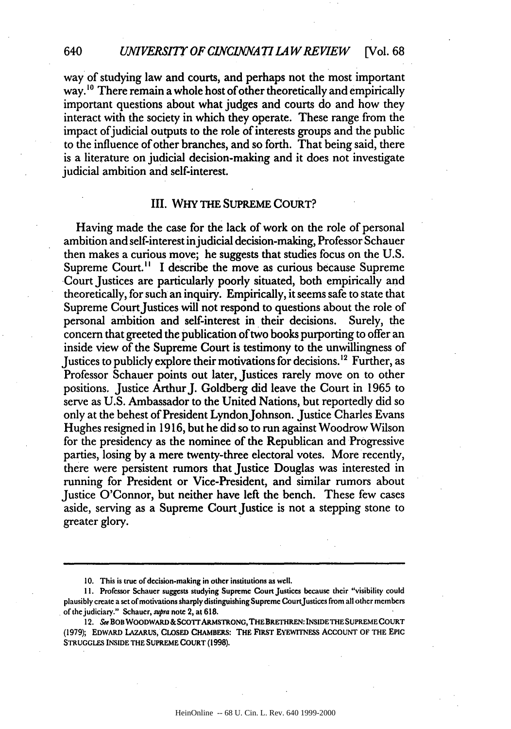way of studying law and courts, and perhaps not the most important way.[10] There remain a whole host of other theoretically and empirically important questions about what judges and courts do and how they interact with the society in which they operate. These range from the impact of judicial outputs to the role of interests groups and the public to the influence of other branches, and so forth. That being said, there is a literature on judicial decision-making and it does not investigate judicial ambition and self-interest.

## III. WHY THE SUPREME COURT?

Having made the case for the lack of work on the role of personal ambition and self-interest in judicial decision-making, Professor Schauer then makes a curious move; he suggests that studies focus on the U.S. Supreme Court.[11] I describe the move as curious because Supreme Court Justices are particularly poorly situated, both empirically and theoretically, for such an inquiry. Empirically, it seems safe to state that Supreme Court Justices will not respond to questions about the role of personal ambition and self-interest in their decisions. Surely, the concern that greeted the publication of two books purporting to offer an inside view of the Supreme Court is testimony to the unwillingness of Justices to publicly explore their motivations for decisions.[12] Further, as Professor Schauer points out later, Justices rarely move on to other positions. Justice Arthur J. Goldberg did leave the Court in 1965 to serve as U.S. Ambassador to the United Nations, but reportedly did so only at the behest of President Lyndon Johnson. Justice Charles Evans Hughes resigned in 1916, but he did so to run against Woodrow Wilson for the presidency as the nominee of the Republican and Progressive parties, losing by a mere twenty-three electoral votes. More recently, there were persistent rumors that Justice Douglas was interested in running for President or Vice-President, and similar rumors about Justice O'Connor, but neither have left the bench. These few cases aside, serving as a Supreme Court Justice is not a stepping stone to greater glory.

---

10. This is true of decision-making in other institutions as well.

11. Professor Schauer suggests studying Supreme Court Justices because their "visibility could plausibly create a set of motivations sharply distinguishing Supreme Court Justices from all other members of the judiciary." Schauer, *supra* note 2, at 618.

12. *See* BOB WOODWARD & SCOTT ARMSTRONG, THE BRETHREN: INSIDE THE SUPREME COURT (1979); EDWARD LAZARUS, CLOSED CHAMBERS: THE FIRST EYEWITNESS ACCOUNT OF THE EPIC STRUGGLES INSIDE THE SUPREME COURT (1998).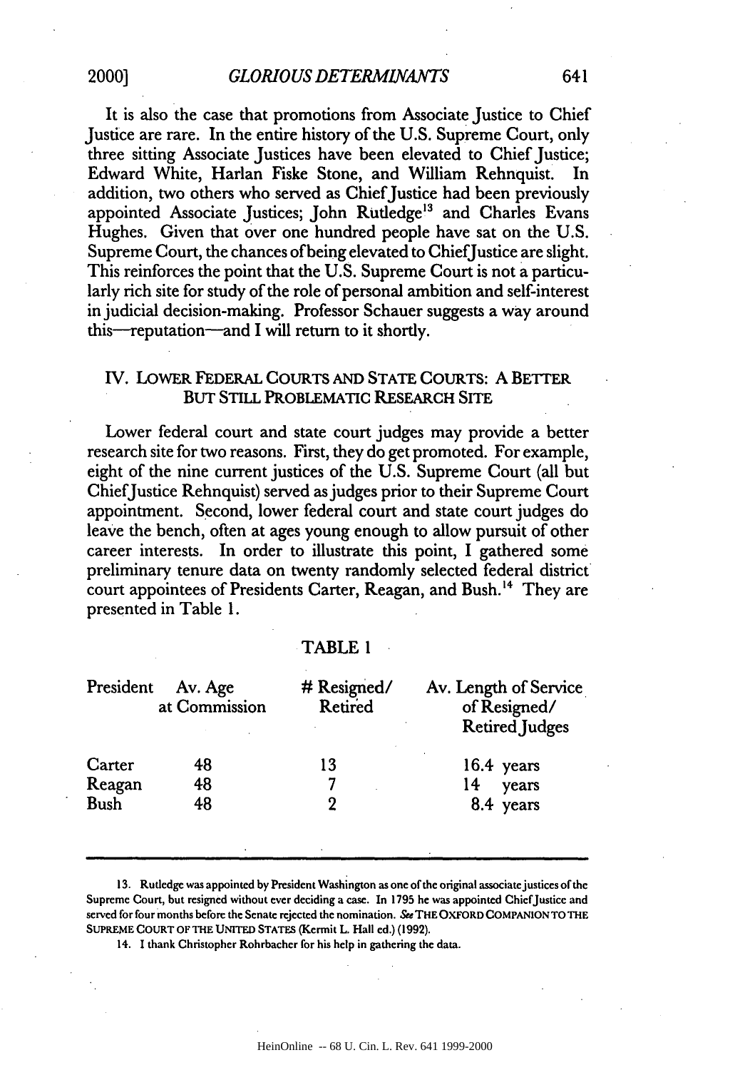It is also the case that promotions from Associate Justice to Chief Justice are rare. In the entire history of the U.S. Supreme Court, only three sitting Associate Justices have been elevated to Chief Justice; Edward White, Harlan Fiske Stone, and William Rehnquist. In addition, two others who served as Chief Justice had been previously appointed Associate Justices; John Rutledge[13] and Charles Evans Hughes. Given that over one hundred people have sat on the U.S. Supreme Court, the chances of being elevated to Chief Justice are slight. This reinforces the point that the U.S. Supreme Court is not a particularly rich site for study of the role of personal ambition and self-interest in judicial decision-making. Professor Schauer suggests a way around this—reputation—and I will return to it shortly.

## IV. LOWER FEDERAL COURTS AND STATE COURTS: A BETTER BUT STILL PROBLEMATIC RESEARCH SITE

Lower federal court and state court judges may provide a better research site for two reasons. First, they do get promoted. For example, eight of the nine current justices of the U.S. Supreme Court (all but Chief Justice Rehnquist) served as judges prior to their Supreme Court appointment. Second, lower federal court and state court judges do leave the bench, often at ages young enough to allow pursuit of other career interests. In order to illustrate this point, I gathered some preliminary tenure data on twenty randomly selected federal district court appointees of Presidents Carter, Reagan, and Bush.[14] They are presented in Table 1.

TABLE 1

| President | Av. Age at Commission | # Resigned/ Retired | Av. Length of Service of Resigned/ Retired Judges |
|---|---|---|---|
| Carter | 48 | 13 | 16.4 years |
| Reagan | 48 | 7 | 14 years |
| Bush | 48 | 2 | 8.4 years |

13. Rutledge was appointed by President Washington as one of the original associate justices of the Supreme Court, but resigned without ever deciding a case. In 1795 he was appointed Chief Justice and served for four months before the Senate rejected the nomination. *See* THE OXFORD COMPANION TO THE SUPREME COURT OF THE UNITED STATES (Kermit L. Hall ed.) (1992).

14. I thank Christopher Rohrbacher for his help in gathering the data.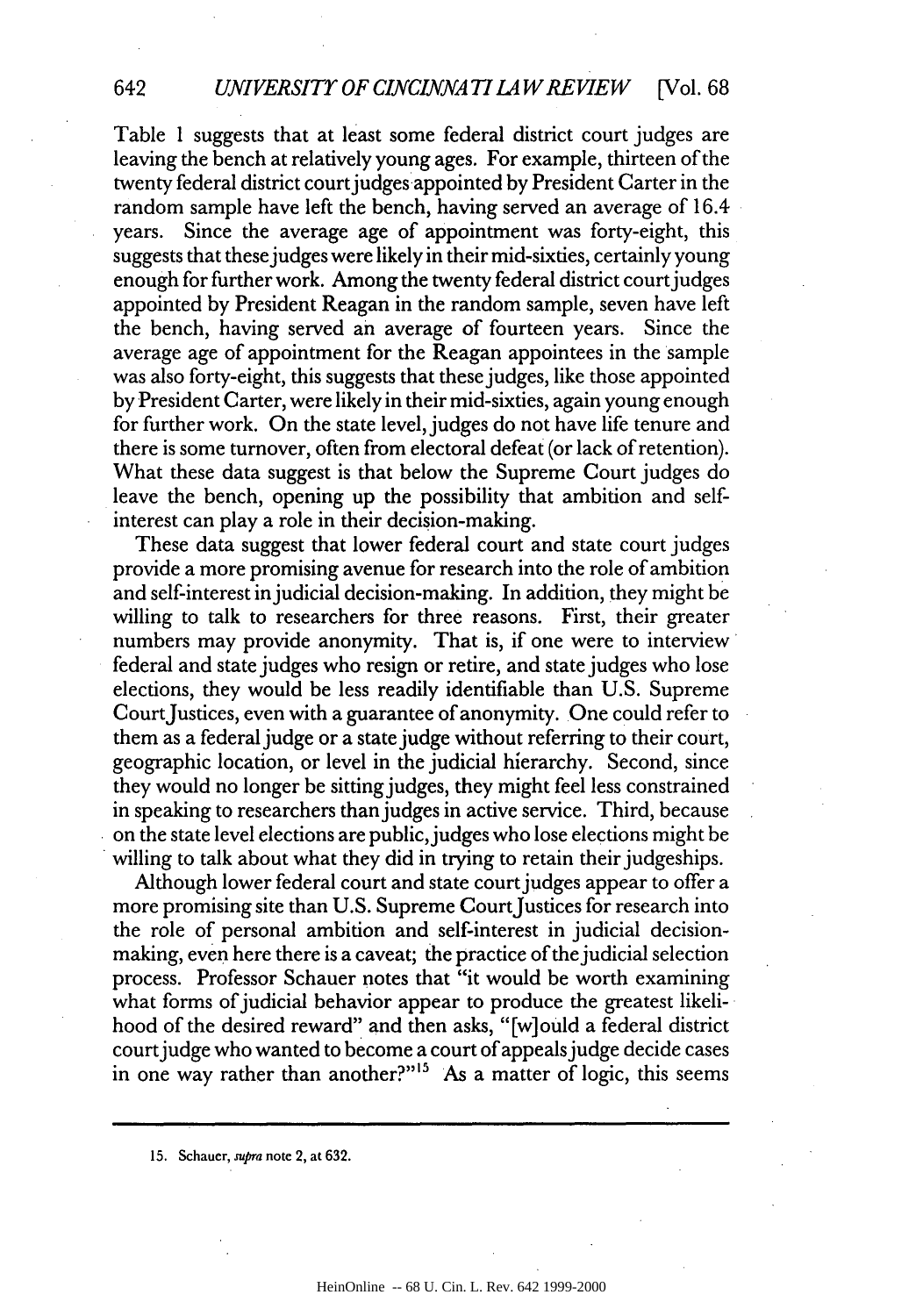Table 1 suggests that at least some federal district court judges are leaving the bench at relatively young ages. For example, thirteen of the twenty federal district court judges appointed by President Carter in the random sample have left the bench, having served an average of 16.4 years. Since the average age of appointment was forty-eight, this suggests that these judges were likely in their mid-sixties, certainly young enough for further work. Among the twenty federal district court judges appointed by President Reagan in the random sample, seven have left the bench, having served an average of fourteen years. Since the average age of appointment for the Reagan appointees in the sample was also forty-eight, this suggests that these judges, like those appointed by President Carter, were likely in their mid-sixties, again young enough for further work. On the state level, judges do not have life tenure and there is some turnover, often from electoral defeat (or lack of retention). What these data suggest is that below the Supreme Court judges do leave the bench, opening up the possibility that ambition and self-interest can play a role in their decision-making.

These data suggest that lower federal court and state court judges provide a more promising avenue for research into the role of ambition and self-interest in judicial decision-making. In addition, they might be willing to talk to researchers for three reasons. First, their greater numbers may provide anonymity. That is, if one were to interview federal and state judges who resign or retire, and state judges who lose elections, they would be less readily identifiable than U.S. Supreme Court Justices, even with a guarantee of anonymity. One could refer to them as a federal judge or a state judge without referring to their court, geographic location, or level in the judicial hierarchy. Second, since they would no longer be sitting judges, they might feel less constrained in speaking to researchers than judges in active service. Third, because on the state level elections are public, judges who lose elections might be willing to talk about what they did in trying to retain their judgeships.

Although lower federal court and state court judges appear to offer a more promising site than U.S. Supreme Court Justices for research into the role of personal ambition and self-interest in judicial decision-making, even here there is a caveat; the practice of the judicial selection process. Professor Schauer notes that "it would be worth examining what forms of judicial behavior appear to produce the greatest likelihood of the desired reward" and then asks, "[w]ould a federal district court judge who wanted to become a court of appeals judge decide cases in one way rather than another?"[15] As a matter of logic, this seems

15. Schauer, *supra* note 2, at 632.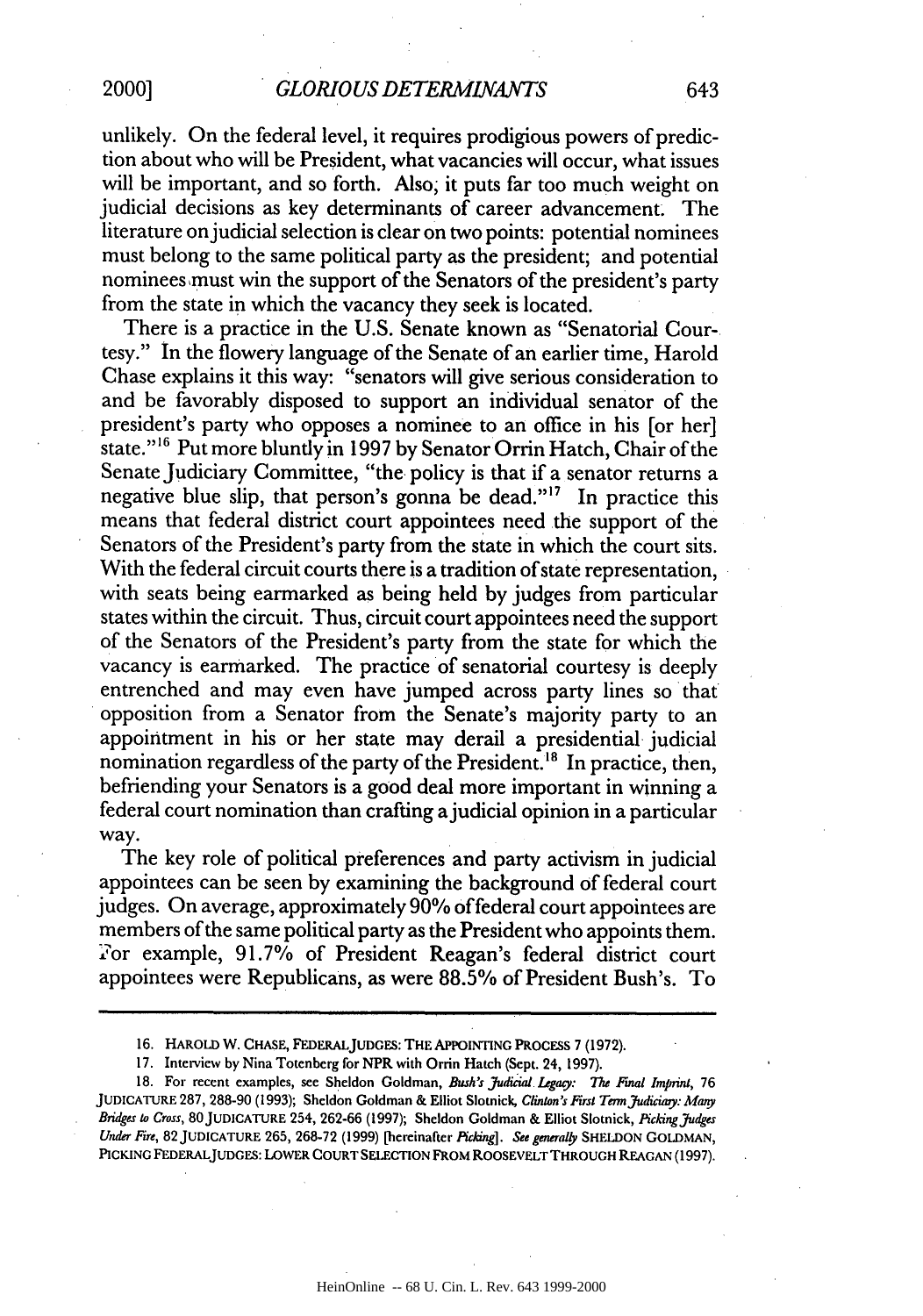unlikely. On the federal level, it requires prodigious powers of prediction about who will be President, what vacancies will occur, what issues will be important, and so forth. Also, it puts far too much weight on judicial decisions as key determinants of career advancement. The literature on judicial selection is clear on two points: potential nominees must belong to the same political party as the president; and potential nominees must win the support of the Senators of the president's party from the state in which the vacancy they seek is located.

There is a practice in the U.S. Senate known as "Senatorial Courtesy." In the flowery language of the Senate of an earlier time, Harold Chase explains it this way: "senators will give serious consideration to and be favorably disposed to support an individual senator of the president's party who opposes a nominee to an office in his [or her] state."[16] Put more bluntly in 1997 by Senator Orrin Hatch, Chair of the Senate Judiciary Committee, "the policy is that if a senator returns a negative blue slip, that person's gonna be dead."[17] In practice this means that federal district court appointees need the support of the Senators of the President's party from the state in which the court sits. With the federal circuit courts there is a tradition of state representation, with seats being earmarked as being held by judges from particular states within the circuit. Thus, circuit court appointees need the support of the Senators of the President's party from the state for which the vacancy is earmarked. The practice of senatorial courtesy is deeply entrenched and may even have jumped across party lines so that opposition from a Senator from the Senate's majority party to an appointment in his or her state may derail a presidential judicial nomination regardless of the party of the President.[18] In practice, then, befriending your Senators is a good deal more important in winning a federal court nomination than crafting a judicial opinion in a particular way.

The key role of political preferences and party activism in judicial appointees can be seen by examining the background of federal court judges. On average, approximately 90% of federal court appointees are members of the same political party as the President who appoints them. For example, 91.7% of President Reagan's federal district court appointees were Republicans, as were 88.5% of President Bush's. To

---

16. HAROLD W. CHASE, FEDERAL JUDGES: THE APPOINTING PROCESS 7 (1972).

17. Interview by Nina Totenberg for NPR with Orrin Hatch (Sept. 24, 1997).

18. For recent examples, see Sheldon Goldman, *Bush's Judicial Legacy: The Final Imprint*, 76 JUDICATURE 287, 288-90 (1993); Sheldon Goldman & Elliot Slotnick, *Clinton's First Term Judiciary: Many Bridges to Cross*, 80 JUDICATURE 254, 262-66 (1997); Sheldon Goldman & Elliot Slotnick, *Picking Judges Under Fire*, 82 JUDICATURE 265, 268-72 (1999) [hereinafter *Picking*]. *See generally* SHELDON GOLDMAN, PICKING FEDERAL JUDGES: LOWER COURT SELECTION FROM ROOSEVELT THROUGH REAGAN (1997).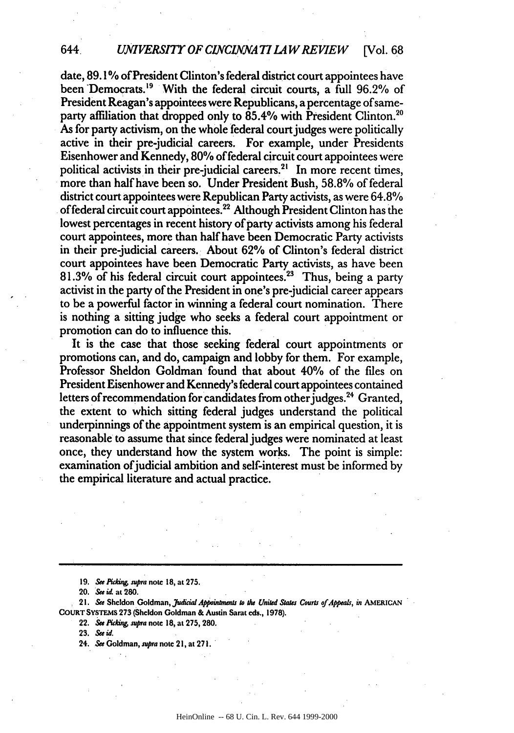date, 89.1% of President Clinton's federal district court appointees have been Democrats.[19] With the federal circuit courts, a full 96.2% of President Reagan's appointees were Republicans, a percentage of same-party affiliation that dropped only to 85.4% with President Clinton.[20] As for party activism, on the whole federal court judges were politically active in their pre-judicial careers. For example, under Presidents Eisenhower and Kennedy, 80% of federal circuit court appointees were political activists in their pre-judicial careers.[21] In more recent times, more than half have been so. Under President Bush, 58.8% of federal district court appointees were Republican Party activists, as were 64.8% of federal circuit court appointees.[22] Although President Clinton has the lowest percentages in recent history of party activists among his federal court appointees, more than half have been Democratic Party activists in their pre-judicial careers. About 62% of Clinton's federal district court appointees have been Democratic Party activists, as have been 81.3% of his federal circuit court appointees.[23] Thus, being a party activist in the party of the President in one's pre-judicial career appears to be a powerful factor in winning a federal court nomination. There is nothing a sitting judge who seeks a federal court appointment or promotion can do to influence this.

It is the case that those seeking federal court appointments or promotions can, and do, campaign and lobby for them. For example, Professor Sheldon Goldman found that about 40% of the files on President Eisenhower and Kennedy's federal court appointees contained letters of recommendation for candidates from other judges.[24] Granted, the extent to which sitting federal judges understand the political underpinnings of the appointment system is an empirical question, it is reasonable to assume that since federal judges were nominated at least once, they understand how the system works. The point is simple: examination of judicial ambition and self-interest must be informed by the empirical literature and actual practice.

---

19. *See Picking*, *supra* note 18, at 275.

20. *See id.* at 280.

21. *See* Sheldon Goldman, *Judicial Appointments to the United States Courts of Appeals*, *in* AMERICAN COURT SYSTEMS 273 (Sheldon Goldman & Austin Sarat eds., 1978).

22. *See Picking*, *supra* note 18, at 275, 280.

23. *See id.*

24. *See* Goldman, *supra* note 21, at 271.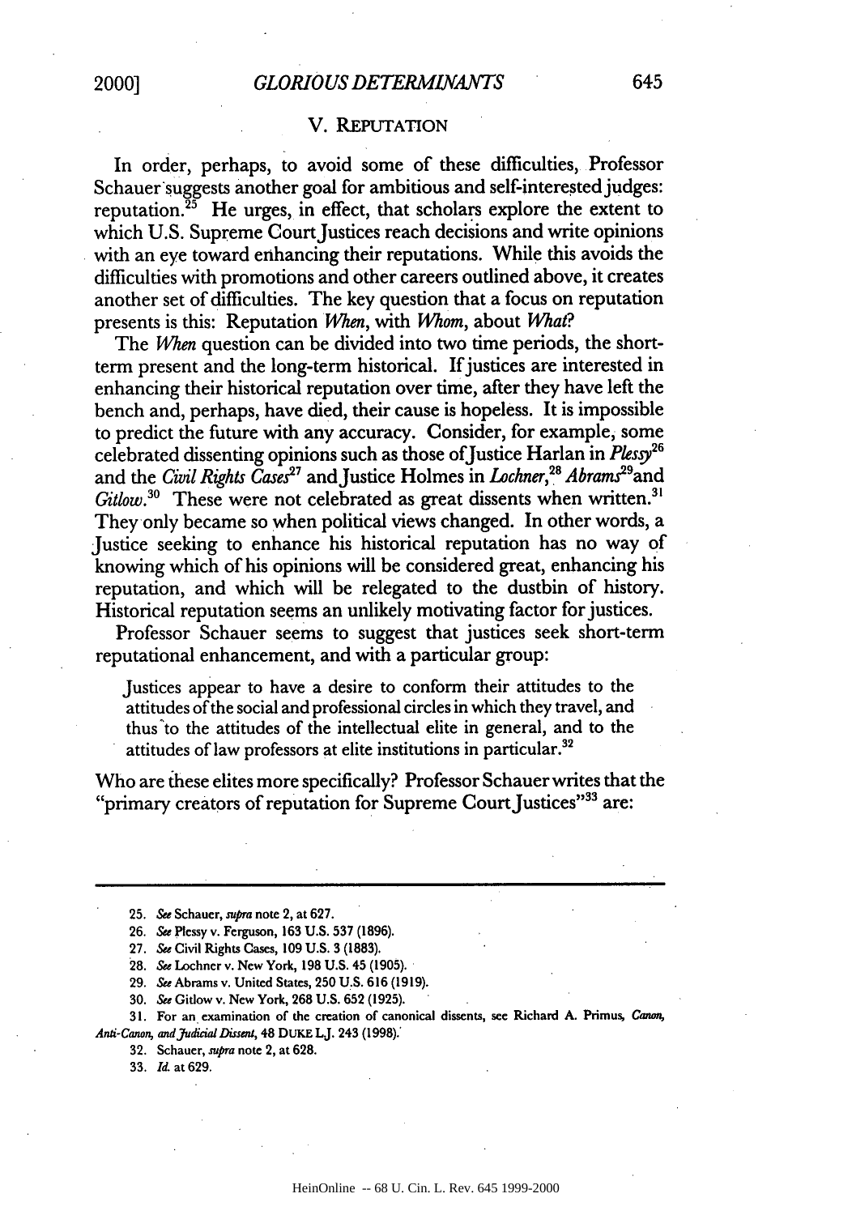## V. REPUTATION

In order, perhaps, to avoid some of these difficulties, Professor Schauer suggests another goal for ambitious and self-interested judges: reputation.[25] He urges, in effect, that scholars explore the extent to which U.S. Supreme Court Justices reach decisions and write opinions with an eye toward enhancing their reputations. While this avoids the difficulties with promotions and other careers outlined above, it creates another set of difficulties. The key question that a focus on reputation presents is this: Reputation *When*, with *Whom*, about *What*?

The *When* question can be divided into two time periods, the short-term present and the long-term historical. If justices are interested in enhancing their historical reputation over time, after they have left the bench and, perhaps, have died, their cause is hopeless. It is impossible to predict the future with any accuracy. Consider, for example, some celebrated dissenting opinions such as those of Justice Harlan in *Plessy*[26] and the *Civil Rights Cases*[27] and Justice Holmes in *Lochner*,[28] *Abrams*[29] and *Gitlow*.[30] These were not celebrated as great dissents when written.[31] They only became so when political views changed. In other words, a Justice seeking to enhance his historical reputation has no way of knowing which of his opinions will be considered great, enhancing his reputation, and which will be relegated to the dustbin of history. Historical reputation seems an unlikely motivating factor for justices.

Professor Schauer seems to suggest that justices seek short-term reputational enhancement, and with a particular group:

> Justices appear to have a desire to conform their attitudes to the attitudes of the social and professional circles in which they travel, and thus to the attitudes of the intellectual elite in general, and to the attitudes of law professors at elite institutions in particular.[32]

Who are these elites more specifically? Professor Schauer writes that the "primary creators of reputation for Supreme Court Justices"[33] are:

---

25. *See* Schauer, *supra* note 2, at 627.

26. *See* Plessy v. Ferguson, 163 U.S. 537 (1896).

27. *See* Civil Rights Cases, 109 U.S. 3 (1883).

28. *See* Lochner v. New York, 198 U.S. 45 (1905).

29. *See* Abrams v. United States, 250 U.S. 616 (1919).

30. *See* Gitlow v. New York, 268 U.S. 652 (1925).

31. For an examination of the creation of canonical dissents, see Richard A. Primus, *Canon, Anti-Canon, and Judicial Dissent*, 48 DUKE L.J. 243 (1998).

32. Schauer, *supra* note 2, at 628.

33. *Id.* at 629.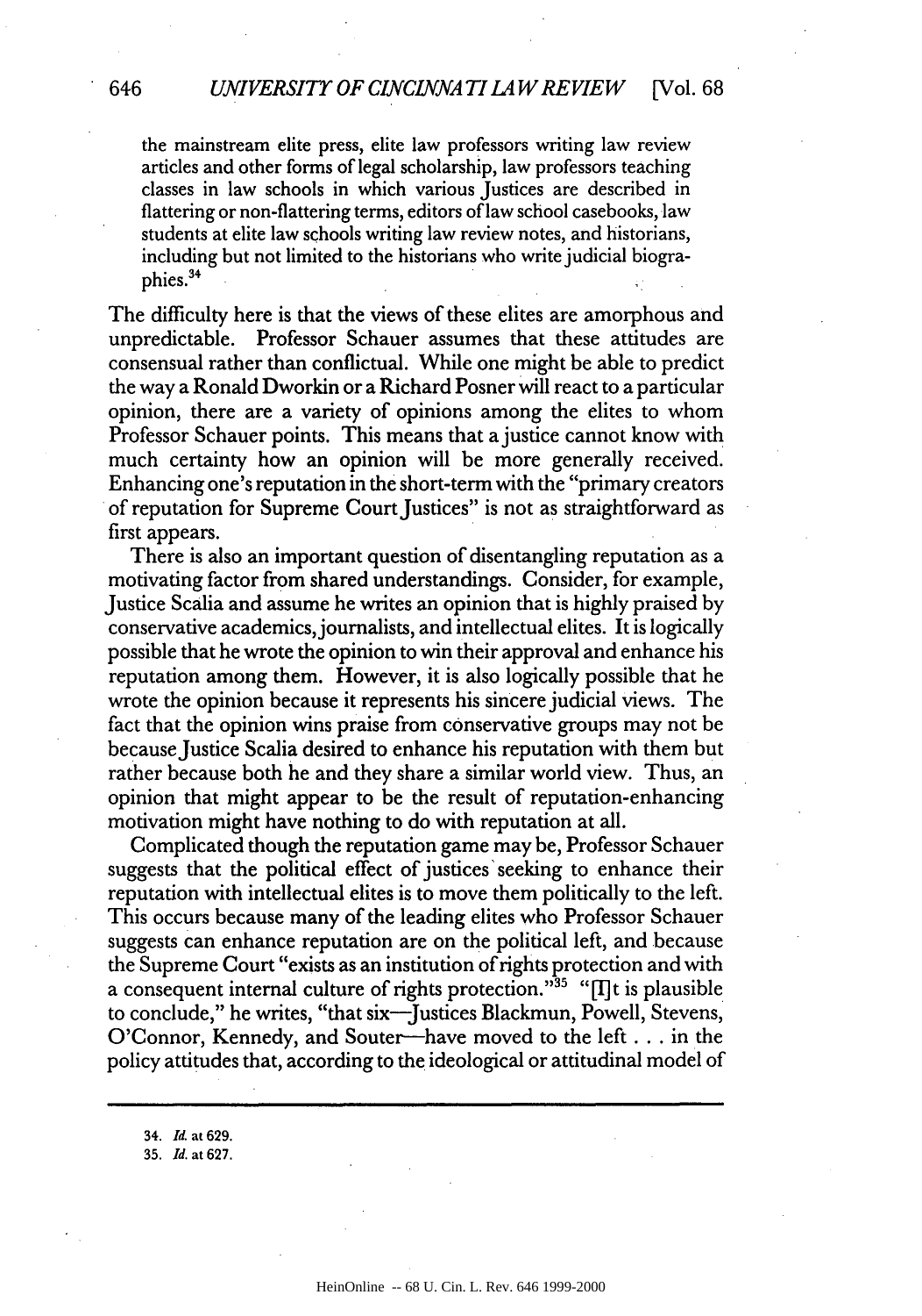the mainstream elite press, elite law professors writing law review articles and other forms of legal scholarship, law professors teaching classes in law schools in which various Justices are described in flattering or non-flattering terms, editors of law school casebooks, law students at elite law schools writing law review notes, and historians, including but not limited to the historians who write judicial biographies.[34]

The difficulty here is that the views of these elites are amorphous and unpredictable. Professor Schauer assumes that these attitudes are consensual rather than conflictual. While one might be able to predict the way a Ronald Dworkin or a Richard Posner will react to a particular opinion, there are a variety of opinions among the elites to whom Professor Schauer points. This means that a justice cannot know with much certainty how an opinion will be more generally received. Enhancing one's reputation in the short-term with the "primary creators of reputation for Supreme Court Justices" is not as straightforward as first appears.

There is also an important question of disentangling reputation as a motivating factor from shared understandings. Consider, for example, Justice Scalia and assume he writes an opinion that is highly praised by conservative academics, journalists, and intellectual elites. It is logically possible that he wrote the opinion to win their approval and enhance his reputation among them. However, it is also logically possible that he wrote the opinion because it represents his sincere judicial views. The fact that the opinion wins praise from conservative groups may not be because Justice Scalia desired to enhance his reputation with them but rather because both he and they share a similar world view. Thus, an opinion that might appear to be the result of reputation-enhancing motivation might have nothing to do with reputation at all.

Complicated though the reputation game may be, Professor Schauer suggests that the political effect of justices seeking to enhance their reputation with intellectual elites is to move them politically to the left. This occurs because many of the leading elites who Professor Schauer suggests can enhance reputation are on the political left, and because the Supreme Court "exists as an institution of rights protection and with a consequent internal culture of rights protection."[35] "[I]t is plausible to conclude," he writes, "that six—Justices Blackmun, Powell, Stevens, O'Connor, Kennedy, and Souter—have moved to the left . . . in the policy attitudes that, according to the ideological or attitudinal model of

34. *Id.* at 629.
35. *Id.* at 627.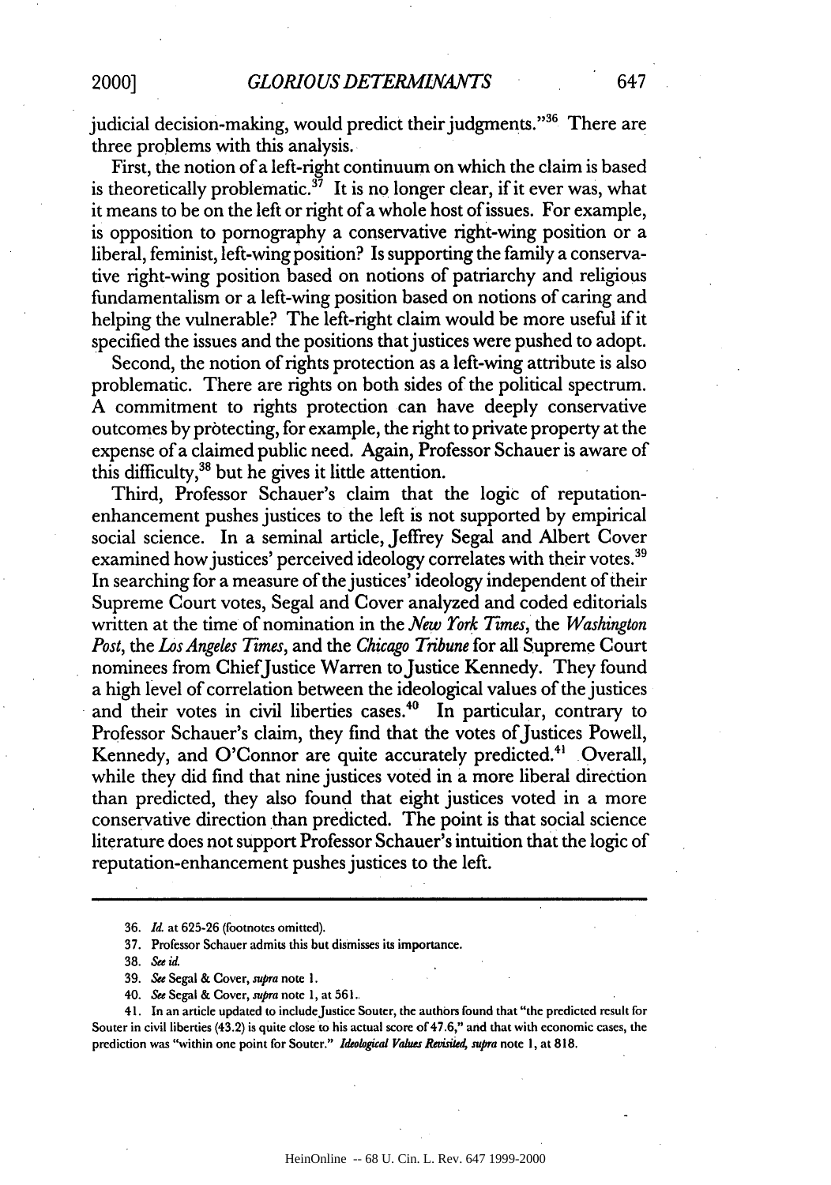judicial decision-making, would predict their judgments."[36] There are three problems with this analysis.

First, the notion of a left-right continuum on which the claim is based is theoretically problematic.[37] It is no longer clear, if it ever was, what it means to be on the left or right of a whole host of issues. For example, is opposition to pornography a conservative right-wing position or a liberal, feminist, left-wing position? Is supporting the family a conservative right-wing position based on notions of patriarchy and religious fundamentalism or a left-wing position based on notions of caring and helping the vulnerable? The left-right claim would be more useful if it specified the issues and the positions that justices were pushed to adopt.

Second, the notion of rights protection as a left-wing attribute is also problematic. There are rights on both sides of the political spectrum. A commitment to rights protection can have deeply conservative outcomes by protecting, for example, the right to private property at the expense of a claimed public need. Again, Professor Schauer is aware of this difficulty,[38] but he gives it little attention.

Third, Professor Schauer's claim that the logic of reputation-enhancement pushes justices to the left is not supported by empirical social science. In a seminal article, Jeffrey Segal and Albert Cover examined how justices' perceived ideology correlates with their votes.[39] In searching for a measure of the justices' ideology independent of their Supreme Court votes, Segal and Cover analyzed and coded editorials written at the time of nomination in the *New York Times*, the *Washington Post*, the *Los Angeles Times*, and the *Chicago Tribune* for all Supreme Court nominees from Chief Justice Warren to Justice Kennedy. They found a high level of correlation between the ideological values of the justices and their votes in civil liberties cases.[40] In particular, contrary to Professor Schauer's claim, they find that the votes of Justices Powell, Kennedy, and O'Connor are quite accurately predicted.[41] Overall, while they did find that nine justices voted in a more liberal direction than predicted, they also found that eight justices voted in a more conservative direction than predicted. The point is that social science literature does not support Professor Schauer's intuition that the logic of reputation-enhancement pushes justices to the left.

---

36. *Id.* at 625-26 (footnotes omitted).

37. Professor Schauer admits this but dismisses its importance.

38. *See id.*

39. *See* Segal & Cover, *supra* note 1.

40. *See* Segal & Cover, *supra* note 1, at 561.

41. In an article updated to include Justice Souter, the authors found that "the predicted result for Souter in civil liberties (43.2) is quite close to his actual score of 47.6," and that with economic cases, the prediction was "within one point for Souter." *Ideological Values Revisited*, *supra* note 1, at 818.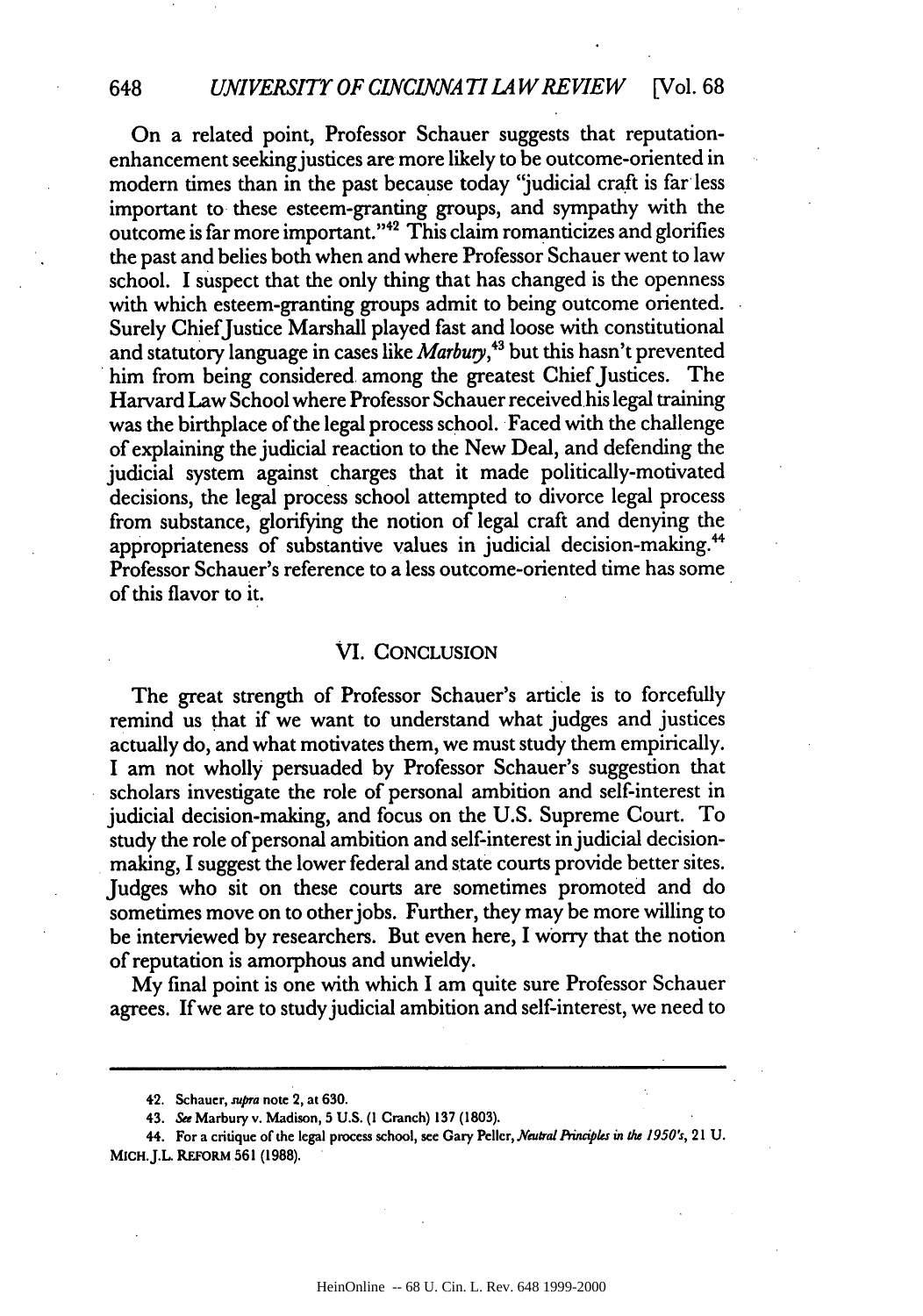On a related point, Professor Schauer suggests that reputation-enhancement seeking justices are more likely to be outcome-oriented in modern times than in the past because today "judicial craft is far less important to these esteem-granting groups, and sympathy with the outcome is far more important."[42] This claim romanticizes and glorifies the past and belies both when and where Professor Schauer went to law school. I suspect that the only thing that has changed is the openness with which esteem-granting groups admit to being outcome oriented. Surely Chief Justice Marshall played fast and loose with constitutional and statutory language in cases like *Marbury*,[43] but this hasn't prevented him from being considered among the greatest Chief Justices. The Harvard Law School where Professor Schauer received his legal training was the birthplace of the legal process school. Faced with the challenge of explaining the judicial reaction to the New Deal, and defending the judicial system against charges that it made politically-motivated decisions, the legal process school attempted to divorce legal process from substance, glorifying the notion of legal craft and denying the appropriateness of substantive values in judicial decision-making.[44] Professor Schauer's reference to a less outcome-oriented time has some of this flavor to it.

## VI. Conclusion

The great strength of Professor Schauer's article is to forcefully remind us that if we want to understand what judges and justices actually do, and what motivates them, we must study them empirically. I am not wholly persuaded by Professor Schauer's suggestion that scholars investigate the role of personal ambition and self-interest in judicial decision-making, and focus on the U.S. Supreme Court. To study the role of personal ambition and self-interest in judicial decision-making, I suggest the lower federal and state courts provide better sites. Judges who sit on these courts are sometimes promoted and do sometimes move on to other jobs. Further, they may be more willing to be interviewed by researchers. But even here, I worry that the notion of reputation is amorphous and unwieldy.

My final point is one with which I am quite sure Professor Schauer agrees. If we are to study judicial ambition and self-interest, we need to

---

42. Schauer, *supra* note 2, at 630.

43. *See* Marbury v. Madison, 5 U.S. (1 Cranch) 137 (1803).

44. For a critique of the legal process school, see Gary Peller, *Neutral Principles in the 1950's*, 21 U. MICH. J.L. REFORM 561 (1988).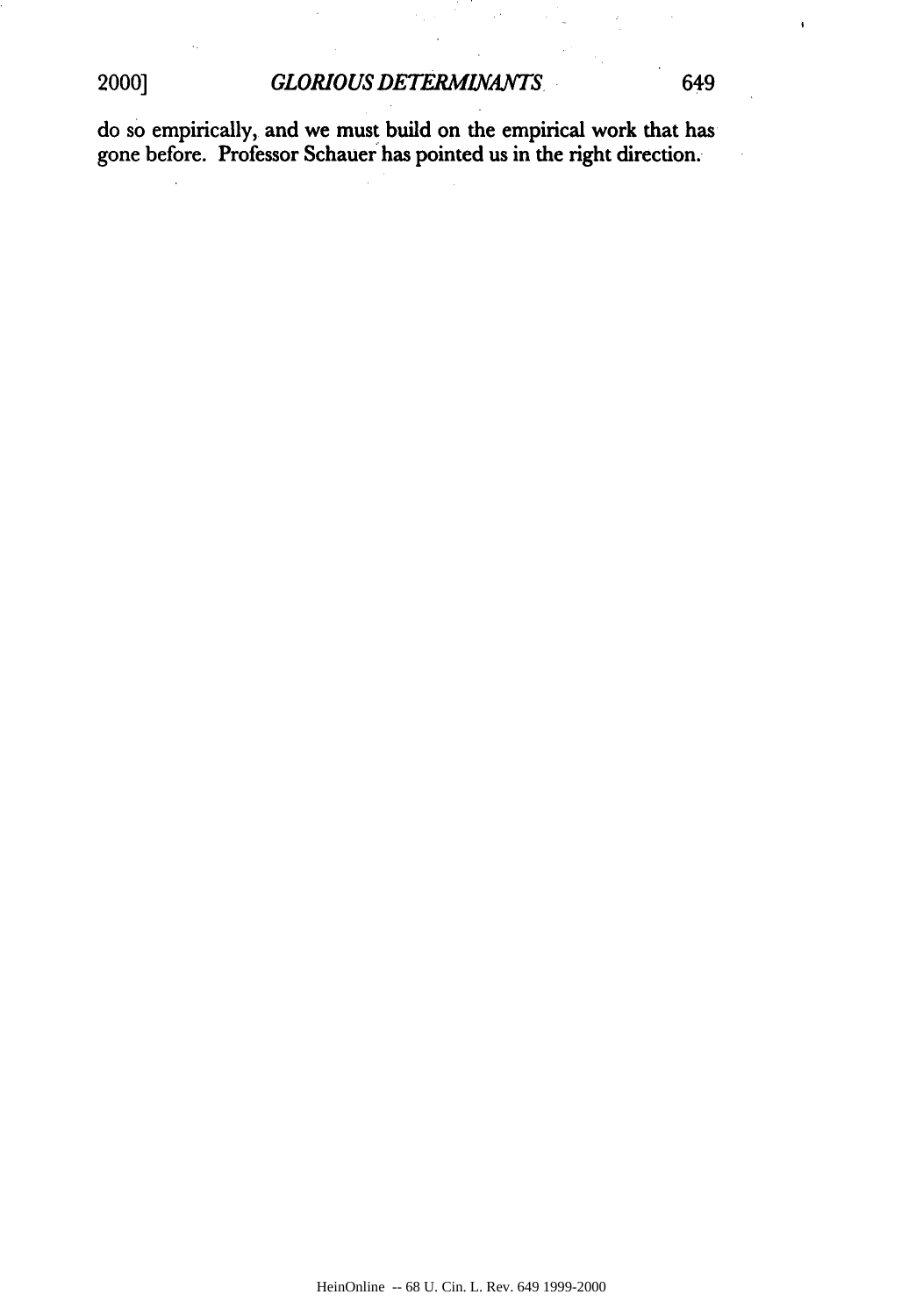do so empirically, and we must build on the empirical work that has gone before. Professor Schauer has pointed us in the right direction.